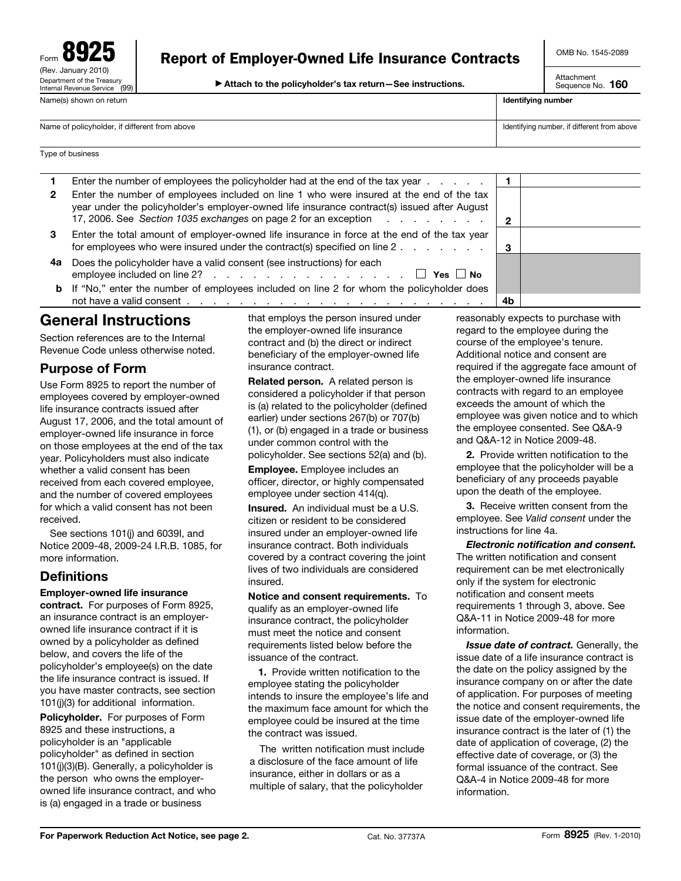Form **8925**
(Rev. January 2010)
Department of the Treasury
Internal Revenue Service (99)

# Report of Employer-Owned Life Insurance Contracts

▶ Attach to the policyholder's tax return—See instructions.

OMB No. 1545-2089

Attachment Sequence No. **160**

| Name(s) shown on return | Identifying number |
|---|---|
| | |
| Name of policyholder, if different from above | Identifying number, if different from above |
| | |
| Type of business | |
| | |

| | | | |
|---|---|---|---|
| **1** | Enter the number of employees the policyholder had at the end of the tax year . . . . . . | **1** | |
| **2** | Enter the number of employees included on line 1 who were insured at the end of the tax year under the policyholder's employer-owned life insurance contract(s) issued after August 17, 2006. See *Section 1035 exchanges* on page 2 for an exception . . . . . . . . . | **2** | |
| **3** | Enter the total amount of employer-owned life insurance in force at the end of the tax year for employees who were insured under the contract(s) specified on line 2 . . . . . . . | **3** | |
| **4a** | Does the policyholder have a valid consent (see instructions) for each employee included on line 2? . . . . . . . . . . . . . . . . . ☐ **Yes** ☐ **No** | | |
| **b** | If "No," enter the number of employees included on line 2 for whom the policyholder does not have a valid consent . . . . . . . . . . . . . . . . . . . . . . . . . . | **4b** | |

## General Instructions

Section references are to the Internal Revenue Code unless otherwise noted.

### Purpose of Form

Use Form 8925 to report the number of employees covered by employer-owned life insurance contracts issued after August 17, 2006, and the total amount of employer-owned life insurance in force on those employees at the end of the tax year. Policyholders must also indicate whether a valid consent has been received from each covered employee, and the number of covered employees for which a valid consent has not been received.

See sections 101(j) and 6039I, and Notice 2009-48, 2009-24 I.R.B. 1085, for more information.

### Definitions

**Employer-owned life insurance contract.** For purposes of Form 8925, an insurance contract is an employer-owned life insurance contract if it is owned by a policyholder as defined below, and covers the life of the policyholder's employee(s) on the date the life insurance contract is issued. If you have master contracts, see section 101(j)(3) for additional information.

**Policyholder.** For purposes of Form 8925 and these instructions, a policyholder is an "applicable policyholder" as defined in section 101(j)(3)(B). Generally, a policyholder is the person who owns the employer-owned life insurance contract, and who is (a) engaged in a trade or business that employs the person insured under the employer-owned life insurance contract and (b) the direct or indirect beneficiary of the employer-owned life insurance contract.

**Related person.** A related person is considered a policyholder if that person is (a) related to the policyholder (defined earlier) under sections 267(b) or 707(b)(1), or (b) engaged in a trade or business under common control with the policyholder. See sections 52(a) and (b).

**Employee.** Employee includes an officer, director, or highly compensated employee under section 414(q).

**Insured.** An individual must be a U.S. citizen or resident to be considered insured under an employer-owned life insurance contract. Both individuals covered by a contract covering the joint lives of two individuals are considered insured.

**Notice and consent requirements.** To qualify as an employer-owned life insurance contract, the policyholder must meet the notice and consent requirements listed below before the issuance of the contract.

**1.** Provide written notification to the employee stating the policyholder intends to insure the employee's life and the maximum face amount for which the employee could be insured at the time the contract was issued.

The written notification must include a disclosure of the face amount of life insurance, either in dollars or as a multiple of salary, that the policyholder reasonably expects to purchase with regard to the employee during the course of the employee's tenure. Additional notice and consent are required if the aggregate face amount of the employer-owned life insurance contracts with regard to an employee exceeds the amount of which the employee was given notice and to which the employee consented. See Q&A-9 and Q&A-12 in Notice 2009-48.

**2.** Provide written notification to the employee that the policyholder will be a beneficiary of any proceeds payable upon the death of the employee.

**3.** Receive written consent from the employee. See *Valid consent* under the instructions for line 4a.

***Electronic notification and consent.*** The written notification and consent requirement can be met electronically only if the system for electronic notification and consent meets requirements 1 through 3, above. See Q&A-11 in Notice 2009-48 for more information.

***Issue date of contract.*** Generally, the issue date of a life insurance contract is the date on the policy assigned by the insurance company on or after the date of application. For purposes of meeting the notice and consent requirements, the issue date of the employer-owned life insurance contract is the later of (1) the date of application of coverage, (2) the effective date of coverage, or (3) the formal issuance of the contract. See Q&A-4 in Notice 2009-48 for more information.

**For Paperwork Reduction Act Notice, see page 2.** Cat. No. 37737A Form **8925** (Rev. 1-2010)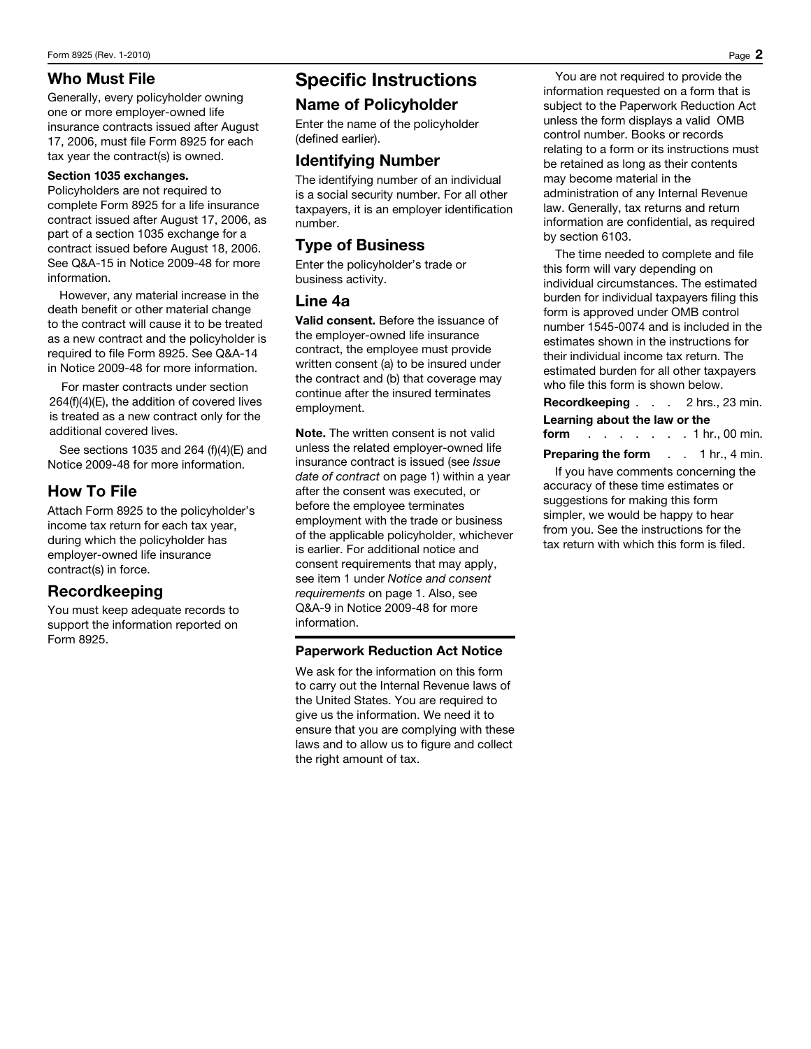## Who Must File

Generally, every policyholder owning one or more employer-owned life insurance contracts issued after August 17, 2006, must file Form 8925 for each tax year the contract(s) is owned.

**Section 1035 exchanges.** Policyholders are not required to complete Form 8925 for a life insurance contract issued after August 17, 2006, as part of a section 1035 exchange for a contract issued before August 18, 2006. See Q&A-15 in Notice 2009-48 for more information.

However, any material increase in the death benefit or other material change to the contract will cause it to be treated as a new contract and the policyholder is required to file Form 8925. See Q&A-14 in Notice 2009-48 for more information.

For master contracts under section 264(f)(4)(E), the addition of covered lives is treated as a new contract only for the additional covered lives.

See sections 1035 and 264 (f)(4)(E) and Notice 2009-48 for more information.

## How To File

Attach Form 8925 to the policyholder's income tax return for each tax year, during which the policyholder has employer-owned life insurance contract(s) in force.

## Recordkeeping

You must keep adequate records to support the information reported on Form 8925.

# Specific Instructions

## Name of Policyholder

Enter the name of the policyholder (defined earlier).

## Identifying Number

The identifying number of an individual is a social security number. For all other taxpayers, it is an employer identification number.

## Type of Business

Enter the policyholder's trade or business activity.

## Line 4a

**Valid consent.** Before the issuance of the employer-owned life insurance contract, the employee must provide written consent (a) to be insured under the contract and (b) that coverage may continue after the insured terminates employment.

**Note.** The written consent is not valid unless the related employer-owned life insurance contract is issued (see *Issue date of contract* on page 1) within a year after the consent was executed, or before the employee terminates employment with the trade or business of the applicable policyholder, whichever is earlier. For additional notice and consent requirements that may apply, see item 1 under *Notice and consent requirements* on page 1. Also, see Q&A-9 in Notice 2009-48 for more information.

### Paperwork Reduction Act Notice

We ask for the information on this form to carry out the Internal Revenue laws of the United States. You are required to give us the information. We need it to ensure that you are complying with these laws and to allow us to figure and collect the right amount of tax.

You are not required to provide the information requested on a form that is subject to the Paperwork Reduction Act unless the form displays a valid OMB control number. Books or records relating to a form or its instructions must be retained as long as their contents may become material in the administration of any Internal Revenue law. Generally, tax returns and return information are confidential, as required by section 6103.

The time needed to complete and file this form will vary depending on individual circumstances. The estimated burden for individual taxpayers filing this form is approved under OMB control number 1545-0074 and is included in the estimates shown in the instructions for their individual income tax return. The estimated burden for all other taxpayers who file this form is shown below.

**Recordkeeping** . . . 2 hrs., 23 min.

**Learning about the law or the form** . . . . . . . . 1 hr., 00 min.

**Preparing the form** . . 1 hr., 4 min.

If you have comments concerning the accuracy of these time estimates or suggestions for making this form simpler, we would be happy to hear from you. See the instructions for the tax return with which this form is filed.